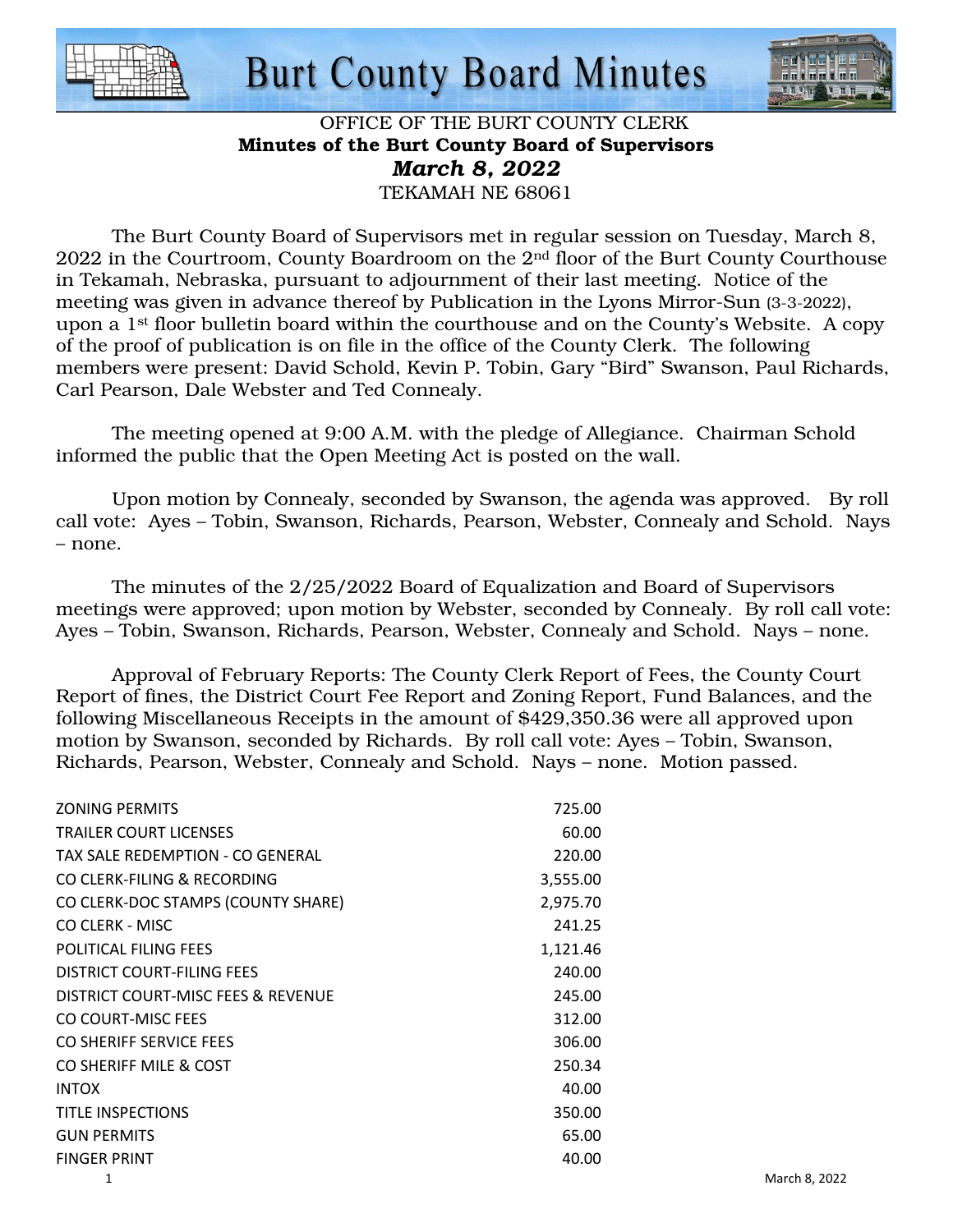# Burt County Board Minutes

OFFICE OF THE BURT COUNTY CLERK

**Minutes of the Burt County Board of Supervisors**

***March 8, 2022***

TEKAMAH NE 68061

The Burt County Board of Supervisors met in regular session on Tuesday, March 8, 2022 in the Courtroom, County Boardroom on the 2nd floor of the Burt County Courthouse in Tekamah, Nebraska, pursuant to adjournment of their last meeting. Notice of the meeting was given in advance thereof by Publication in the Lyons Mirror-Sun (3-3-2022), upon a 1st floor bulletin board within the courthouse and on the County's Website. A copy of the proof of publication is on file in the office of the County Clerk. The following members were present: David Schold, Kevin P. Tobin, Gary "Bird" Swanson, Paul Richards, Carl Pearson, Dale Webster and Ted Connealy.

The meeting opened at 9:00 A.M. with the pledge of Allegiance. Chairman Schold informed the public that the Open Meeting Act is posted on the wall.

Upon motion by Connealy, seconded by Swanson, the agenda was approved. By roll call vote: Ayes – Tobin, Swanson, Richards, Pearson, Webster, Connealy and Schold. Nays – none.

The minutes of the 2/25/2022 Board of Equalization and Board of Supervisors meetings were approved; upon motion by Webster, seconded by Connealy. By roll call vote: Ayes – Tobin, Swanson, Richards, Pearson, Webster, Connealy and Schold. Nays – none.

Approval of February Reports: The County Clerk Report of Fees, the County Court Report of fines, the District Court Fee Report and Zoning Report, Fund Balances, and the following Miscellaneous Receipts in the amount of $429,350.36 were all approved upon motion by Swanson, seconded by Richards. By roll call vote: Ayes – Tobin, Swanson, Richards, Pearson, Webster, Connealy and Schold. Nays – none. Motion passed.

| | |
|---|---|
| ZONING PERMITS | 725.00 |
| TRAILER COURT LICENSES | 60.00 |
| TAX SALE REDEMPTION - CO GENERAL | 220.00 |
| CO CLERK-FILING & RECORDING | 3,555.00 |
| CO CLERK-DOC STAMPS (COUNTY SHARE) | 2,975.70 |
| CO CLERK - MISC | 241.25 |
| POLITICAL FILING FEES | 1,121.46 |
| DISTRICT COURT-FILING FEES | 240.00 |
| DISTRICT COURT-MISC FEES & REVENUE | 245.00 |
| CO COURT-MISC FEES | 312.00 |
| CO SHERIFF SERVICE FEES | 306.00 |
| CO SHERIFF MILE & COST | 250.34 |
| INTOX | 40.00 |
| TITLE INSPECTIONS | 350.00 |
| GUN PERMITS | 65.00 |
| FINGER PRINT | 40.00 |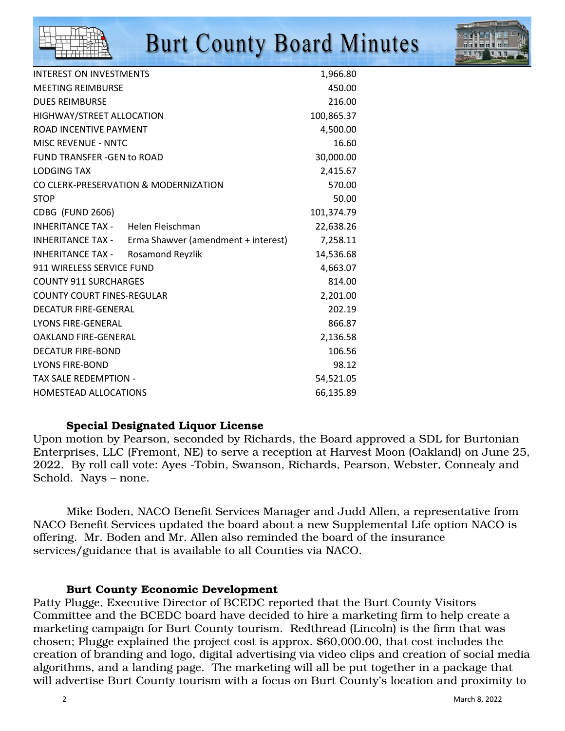| | |
|---|---|
| INTEREST ON INVESTMENTS | 1,966.80 |
| MEETING REIMBURSE | 450.00 |
| DUES REIMBURSE | 216.00 |
| HIGHWAY/STREET ALLOCATION | 100,865.37 |
| ROAD INCENTIVE PAYMENT | 4,500.00 |
| MISC REVENUE - NNTC | 16.60 |
| FUND TRANSFER -GEN to ROAD | 30,000.00 |
| LODGING TAX | 2,415.67 |
| CO CLERK-PRESERVATION & MODERNIZATION | 570.00 |
| STOP | 50.00 |
| CDBG (FUND 2606) | 101,374.79 |
| INHERITANCE TAX - Helen Fleischman | 22,638.26 |
| INHERITANCE TAX - Erma Shawver (amendment + interest) | 7,258.11 |
| INHERITANCE TAX - Rosamond Reyzlik | 14,536.68 |
| 911 WIRELESS SERVICE FUND | 4,663.07 |
| COUNTY 911 SURCHARGES | 814.00 |
| COUNTY COURT FINES-REGULAR | 2,201.00 |
| DECATUR FIRE-GENERAL | 202.19 |
| LYONS FIRE-GENERAL | 866.87 |
| OAKLAND FIRE-GENERAL | 2,136.58 |
| DECATUR FIRE-BOND | 106.56 |
| LYONS FIRE-BOND | 98.12 |
| TAX SALE REDEMPTION - | 54,521.05 |
| HOMESTEAD ALLOCATIONS | 66,135.89 |

**Special Designated Liquor License**

Upon motion by Pearson, seconded by Richards, the Board approved a SDL for Burtonian Enterprises, LLC (Fremont, NE) to serve a reception at Harvest Moon (Oakland) on June 25, 2022. By roll call vote: Ayes -Tobin, Swanson, Richards, Pearson, Webster, Connealy and Schold. Nays – none.

Mike Boden, NACO Benefit Services Manager and Judd Allen, a representative from NACO Benefit Services updated the board about a new Supplemental Life option NACO is offering. Mr. Boden and Mr. Allen also reminded the board of the insurance services/guidance that is available to all Counties via NACO.

**Burt County Economic Development**

Patty Plugge, Executive Director of BCEDC reported that the Burt County Visitors Committee and the BCEDC board have decided to hire a marketing firm to help create a marketing campaign for Burt County tourism. Redthread (Lincoln) is the firm that was chosen; Plugge explained the project cost is approx. $60,000.00, that cost includes the creation of branding and logo, digital advertising via video clips and creation of social media algorithms, and a landing page. The marketing will all be put together in a package that will advertise Burt County tourism with a focus on Burt County's location and proximity to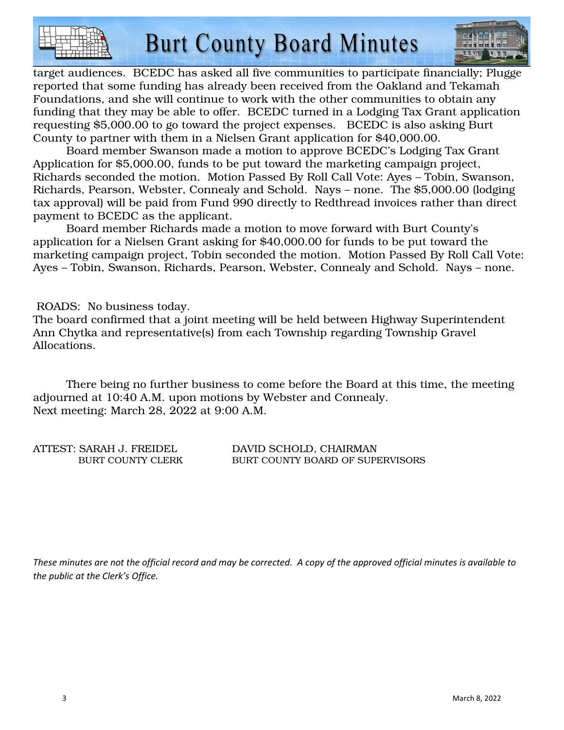target audiences. BCEDC has asked all five communities to participate financially; Plugge reported that some funding has already been received from the Oakland and Tekamah Foundations, and she will continue to work with the other communities to obtain any funding that they may be able to offer. BCEDC turned in a Lodging Tax Grant application requesting $5,000.00 to go toward the project expenses. BCEDC is also asking Burt County to partner with them in a Nielsen Grant application for $40,000.00.

Board member Swanson made a motion to approve BCEDC's Lodging Tax Grant Application for $5,000.00, funds to be put toward the marketing campaign project, Richards seconded the motion. Motion Passed By Roll Call Vote: Ayes – Tobin, Swanson, Richards, Pearson, Webster, Connealy and Schold. Nays – none. The $5,000.00 (lodging tax approval) will be paid from Fund 990 directly to Redthread invoices rather than direct payment to BCEDC as the applicant.

Board member Richards made a motion to move forward with Burt County's application for a Nielsen Grant asking for $40,000.00 for funds to be put toward the marketing campaign project, Tobin seconded the motion. Motion Passed By Roll Call Vote: Ayes – Tobin, Swanson, Richards, Pearson, Webster, Connealy and Schold. Nays – none.

ROADS: No business today.
The board confirmed that a joint meeting will be held between Highway Superintendent Ann Chytka and representative(s) from each Township regarding Township Gravel Allocations.

There being no further business to come before the Board at this time, the meeting adjourned at 10:40 A.M. upon motions by Webster and Connealy.
Next meeting: March 28, 2022 at 9:00 A.M.

ATTEST: SARAH J. FREIDEL
BURT COUNTY CLERK

DAVID SCHOLD, CHAIRMAN
BURT COUNTY BOARD OF SUPERVISORS

*These minutes are not the official record and may be corrected. A copy of the approved official minutes is available to the public at the Clerk's Office.*